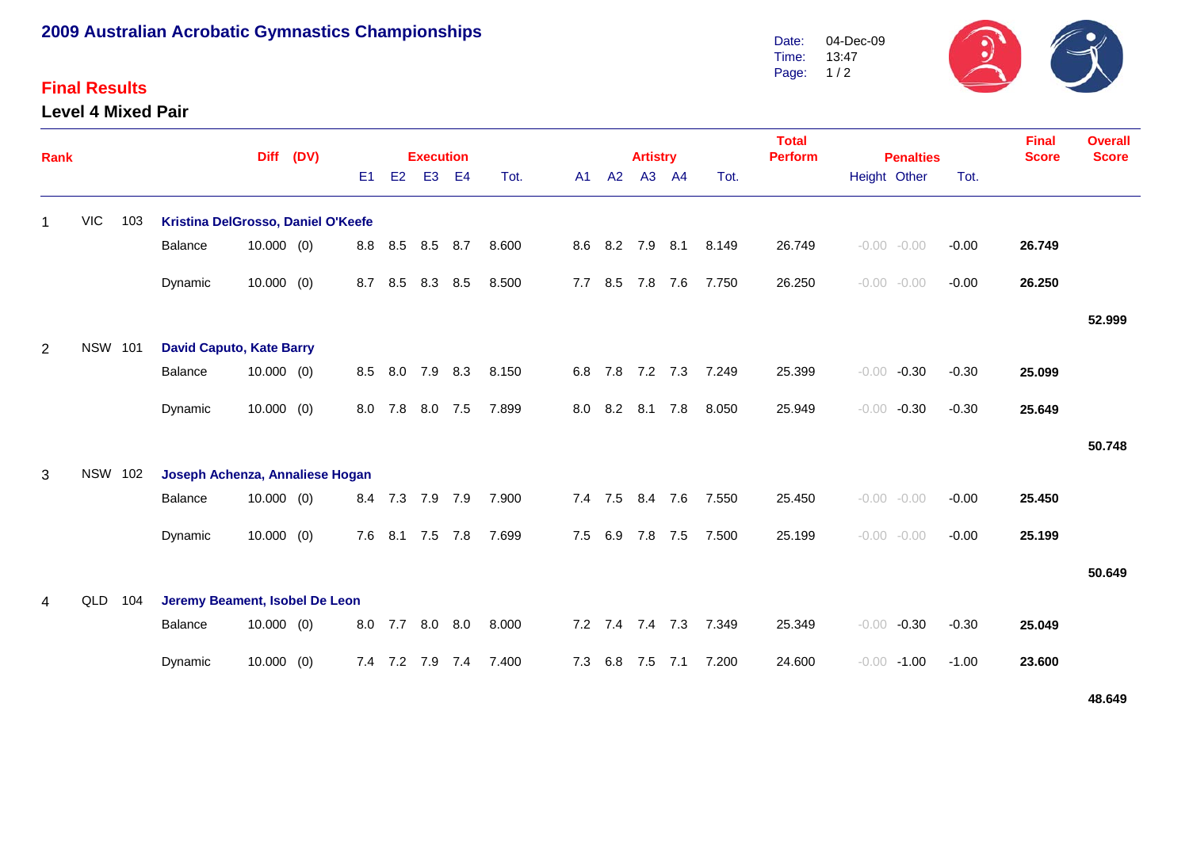# 2009 Australian Acrobatic Gymnastics Championships

Date: 04-Dec-09
Time: 13:47

## Final Results

### Level 4 Mixed Pair

| Rank | | | | Diff | (DV) | Execution E1 | E2 | E3 | E4 | Tot. | Artistry A1 | A2 | A3 | A4 | Tot. | Total Perform | Penalties Height | Other | Tot. | Final Score | Overall Score |
|---|---|---|---|---|---|---|---|---|---|---|---|---|---|---|---|---|---|---|---|---|---|
| 1 | VIC | 103 | **Kristina DelGrosso, Daniel O'Keefe** | | | | | | | | | | | | | | | | | | |
| | | | Balance | 10.000 | (0) | 8.8 | 8.5 | 8.5 | 8.7 | 8.600 | 8.6 | 8.2 | 7.9 | 8.1 | 8.149 | 26.749 | -0.00 | -0.00 | -0.00 | **26.749** | |
| | | | Dynamic | 10.000 | (0) | 8.7 | 8.5 | 8.3 | 8.5 | 8.500 | 7.7 | 8.5 | 7.8 | 7.6 | 7.750 | 26.250 | -0.00 | -0.00 | -0.00 | **26.250** | |
| | | | | | | | | | | | | | | | | | | | | | **52.999** |
| 2 | NSW | 101 | **David Caputo, Kate Barry** | | | | | | | | | | | | | | | | | | |
| | | | Balance | 10.000 | (0) | 8.5 | 8.0 | 7.9 | 8.3 | 8.150 | 6.8 | 7.8 | 7.2 | 7.3 | 7.249 | 25.399 | -0.00 | -0.30 | -0.30 | **25.099** | |
| | | | Dynamic | 10.000 | (0) | 8.0 | 7.8 | 8.0 | 7.5 | 7.899 | 8.0 | 8.2 | 8.1 | 7.8 | 8.050 | 25.949 | -0.00 | -0.30 | -0.30 | **25.649** | |
| | | | | | | | | | | | | | | | | | | | | | **50.748** |
| 3 | NSW | 102 | **Joseph Achenza, Annaliese Hogan** | | | | | | | | | | | | | | | | | | |
| | | | Balance | 10.000 | (0) | 8.4 | 7.3 | 7.9 | 7.9 | 7.900 | 7.4 | 7.5 | 8.4 | 7.6 | 7.550 | 25.450 | -0.00 | -0.00 | -0.00 | **25.450** | |
| | | | Dynamic | 10.000 | (0) | 7.6 | 8.1 | 7.5 | 7.8 | 7.699 | 7.5 | 6.9 | 7.8 | 7.5 | 7.500 | 25.199 | -0.00 | -0.00 | -0.00 | **25.199** | |
| | | | | | | | | | | | | | | | | | | | | | **50.649** |
| 4 | QLD | 104 | **Jeremy Beament, Isobel De Leon** | | | | | | | | | | | | | | | | | | |
| | | | Balance | 10.000 | (0) | 8.0 | 7.7 | 8.0 | 8.0 | 8.000 | 7.2 | 7.4 | 7.4 | 7.3 | 7.349 | 25.349 | -0.00 | -0.30 | -0.30 | **25.049** | |
| | | | Dynamic | 10.000 | (0) | 7.4 | 7.2 | 7.9 | 7.4 | 7.400 | 7.3 | 6.8 | 7.5 | 7.1 | 7.200 | 24.600 | -0.00 | -1.00 | -1.00 | **23.600** | |
| | | | | | | | | | | | | | | | | | | | | | **48.649** |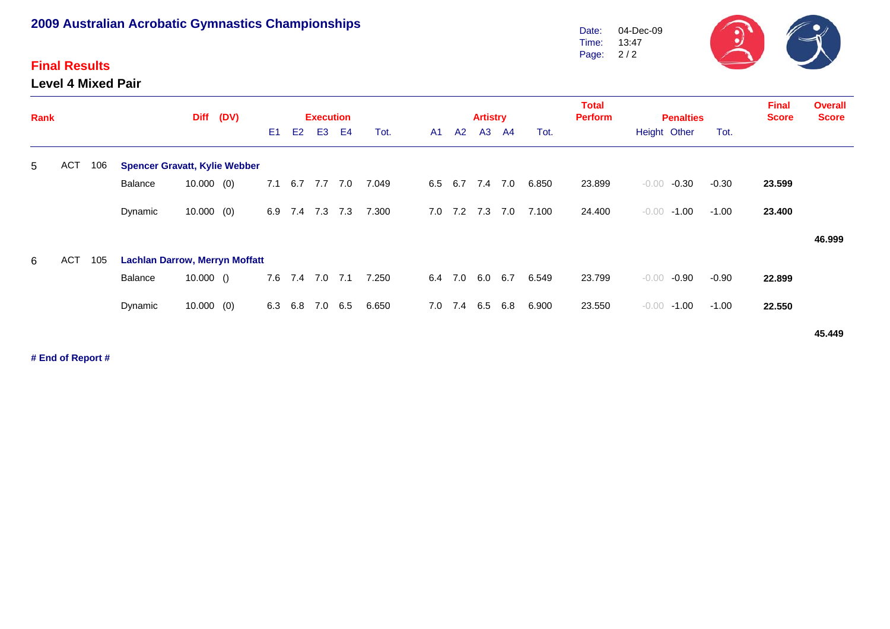## 2009 Australian Acrobatic Gymnastics Championships

Date: 04-Dec-09
Time: 13:47

### Final Results

### Level 4 Mixed Pair

| Rank | | | | Diff | (DV) | Execution E1 | E2 | E3 | E4 | Tot. | Artistry A1 | A2 | A3 | A4 | Tot. | Total Perform | Penalties Height | Other | Tot. | Final Score | Overall Score |
|---|---|---|---|---|---|---|---|---|---|---|---|---|---|---|---|---|---|---|---|---|---|
| 5 | ACT | 106 | **Spencer Gravatt, Kylie Webber** | | | | | | | | | | | | | | | | | | |
| | | | Balance | 10.000 | (0) | 7.1 | 6.7 | 7.7 | 7.0 | 7.049 | 6.5 | 6.7 | 7.4 | 7.0 | 6.850 | 23.899 | -0.00 | -0.30 | -0.30 | **23.599** | |
| | | | Dynamic | 10.000 | (0) | 6.9 | 7.4 | 7.3 | 7.3 | 7.300 | 7.0 | 7.2 | 7.3 | 7.0 | 7.100 | 24.400 | -0.00 | -1.00 | -1.00 | **23.400** | |
| | | | | | | | | | | | | | | | | | | | | | **46.999** |
| 6 | ACT | 105 | **Lachlan Darrow, Merryn Moffatt** | | | | | | | | | | | | | | | | | | |
| | | | Balance | 10.000 | () | 7.6 | 7.4 | 7.0 | 7.1 | 7.250 | 6.4 | 7.0 | 6.0 | 6.7 | 6.549 | 23.799 | -0.00 | -0.90 | -0.90 | **22.899** | |
| | | | Dynamic | 10.000 | (0) | 6.3 | 6.8 | 7.0 | 6.5 | 6.650 | 7.0 | 7.4 | 6.5 | 6.8 | 6.900 | 23.550 | -0.00 | -1.00 | -1.00 | **22.550** | |
| | | | | | | | | | | | | | | | | | | | | | **45.449** |

**# End of Report #**